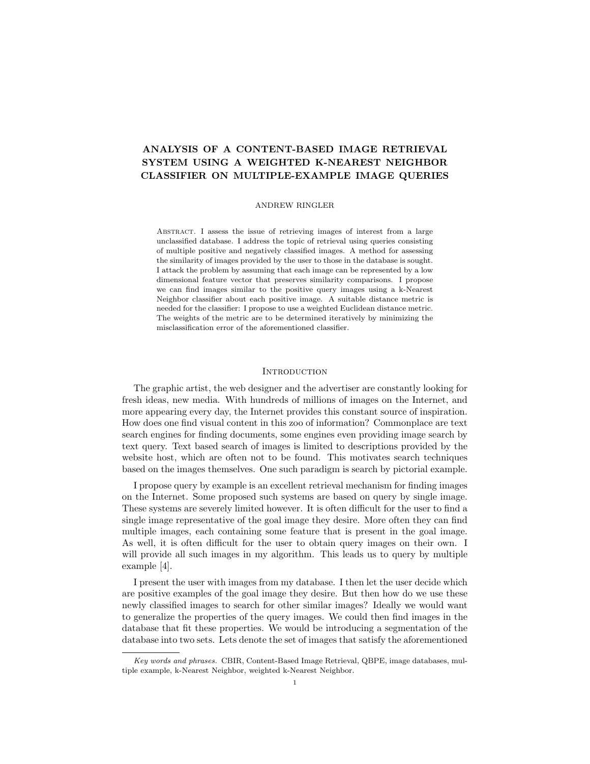# ANALYSIS OF A CONTENT-BASED IMAGE RETRIEVAL SYSTEM USING A WEIGHTED K-NEAREST NEIGHBOR CLASSIFIER ON MULTIPLE-EXAMPLE IMAGE QUERIES

ANDREW RINGLER

Abstract. I assess the issue of retrieving images of interest from a large unclassified database. I address the topic of retrieval using queries consisting of multiple positive and negatively classified images. A method for assessing the similarity of images provided by the user to those in the database is sought. I attack the problem by assuming that each image can be represented by a low dimensional feature vector that preserves similarity comparisons. I propose we can find images similar to the positive query images using a k-Nearest Neighbor classifier about each positive image. A suitable distance metric is needed for the classifier: I propose to use a weighted Euclidean distance metric. The weights of the metric are to be determined iteratively by minimizing the misclassification error of the aforementioned classifier.

## Introduction

The graphic artist, the web designer and the advertiser are constantly looking for fresh ideas, new media. With hundreds of millions of images on the Internet, and more appearing every day, the Internet provides this constant source of inspiration. How does one find visual content in this zoo of information? Commonplace are text search engines for finding documents, some engines even providing image search by text query. Text based search of images is limited to descriptions provided by the website host, which are often not to be found. This motivates search techniques based on the images themselves. One such paradigm is search by pictorial example.

I propose query by example is an excellent retrieval mechanism for finding images on the Internet. Some proposed such systems are based on query by single image. These systems are severely limited however. It is often difficult for the user to find a single image representative of the goal image they desire. More often they can find multiple images, each containing some feature that is present in the goal image. As well, it is often difficult for the user to obtain query images on their own. I will provide all such images in my algorithm. This leads us to query by multiple example [4].

I present the user with images from my database. I then let the user decide which are positive examples of the goal image they desire. But then how do we use these newly classified images to search for other similar images? Ideally we would want to generalize the properties of the query images. We could then find images in the database that fit these properties. We would be introducing a segmentation of the database into two sets. Lets denote the set of images that satisfy the aforementioned

*Key words and phrases.* CBIR, Content-Based Image Retrieval, QBPE, image databases, multiple example, k-Nearest Neighbor, weighted k-Nearest Neighbor.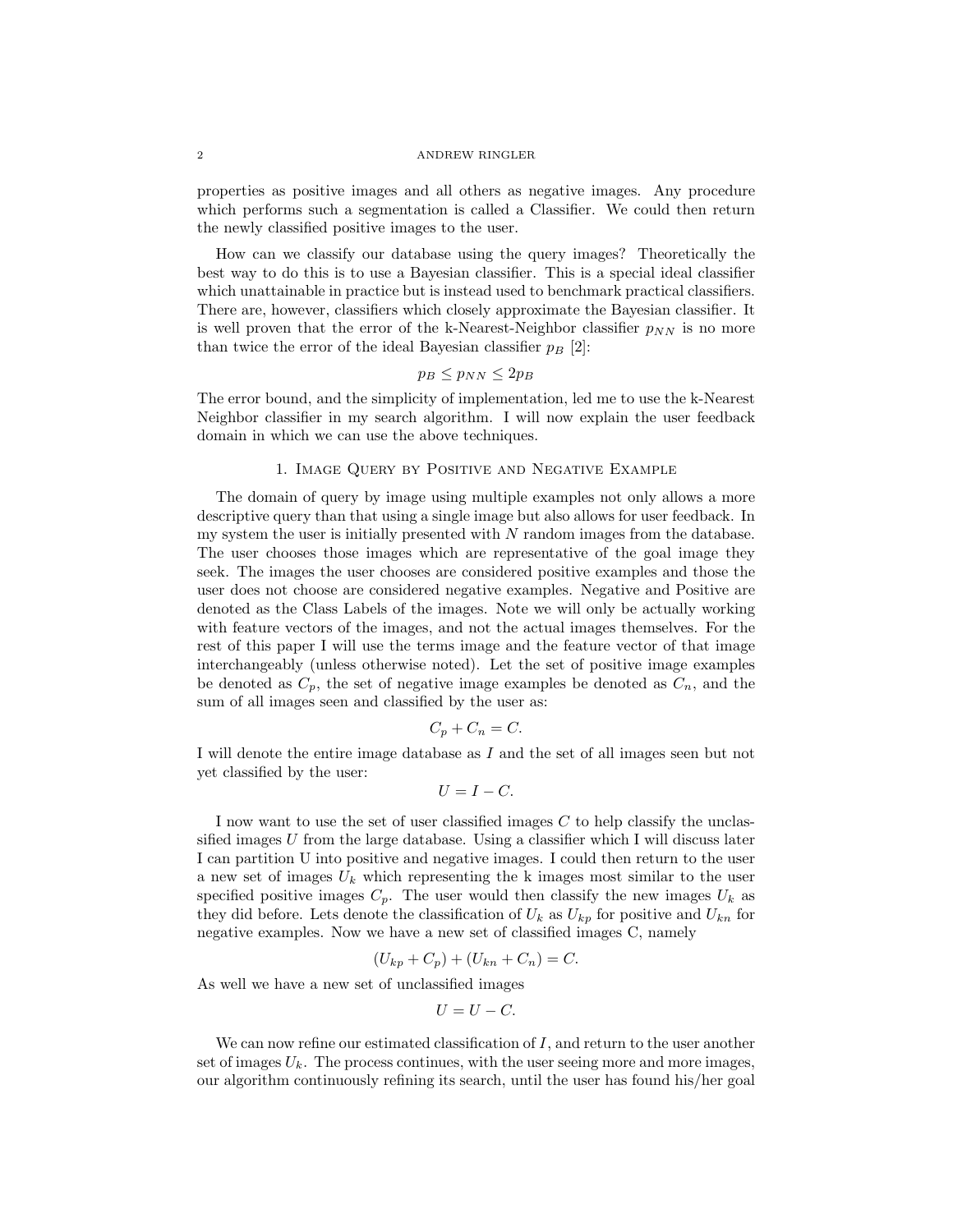properties as positive images and all others as negative images. Any procedure which performs such a segmentation is called a Classifier. We could then return the newly classified positive images to the user.

How can we classify our database using the query images? Theoretically the best way to do this is to use a Bayesian classifier. This is a special ideal classifier which unattainable in practice but is instead used to benchmark practical classifiers. There are, however, classifiers which closely approximate the Bayesian classifier. It is well proven that the error of the k-Nearest-Neighbor classifier $p_{NN}$ is no more than twice the error of the ideal Bayesian classifier $p_B$ [2]:

$$p_B \leq p_{NN} \leq 2p_B$$

The error bound, and the simplicity of implementation, led me to use the k-Nearest Neighbor classifier in my search algorithm. I will now explain the user feedback domain in which we can use the above techniques.

## 1. Image Query by Positive and Negative Example

The domain of query by image using multiple examples not only allows a more descriptive query than that using a single image but also allows for user feedback. In my system the user is initially presented with $N$ random images from the database. The user chooses those images which are representative of the goal image they seek. The images the user chooses are considered positive examples and those the user does not choose are considered negative examples. Negative and Positive are denoted as the Class Labels of the images. Note we will only be actually working with feature vectors of the images, and not the actual images themselves. For the rest of this paper I will use the terms image and the feature vector of that image interchangeably (unless otherwise noted). Let the set of positive image examples be denoted as $C_p$, the set of negative image examples be denoted as $C_n$, and the sum of all images seen and classified by the user as:

$$C_p + C_n = C.$$

I will denote the entire image database as $I$ and the set of all images seen but not yet classified by the user:

$$U = I - C.$$

I now want to use the set of user classified images $C$ to help classify the unclassified images $U$ from the large database. Using a classifier which I will discuss later I can partition U into positive and negative images. I could then return to the user a new set of images $U_k$ which representing the k images most similar to the user specified positive images $C_p$. The user would then classify the new images $U_k$ as they did before. Lets denote the classification of $U_k$ as $U_{kp}$ for positive and $U_{kn}$ for negative examples. Now we have a new set of classified images C, namely

$$(U_{kp} + C_p) + (U_{kn} + C_n) = C.$$

As well we have a new set of unclassified images

$$U = U - C.$$

We can now refine our estimated classification of $I$, and return to the user another set of images $U_k$. The process continues, with the user seeing more and more images, our algorithm continuously refining its search, until the user has found his/her goal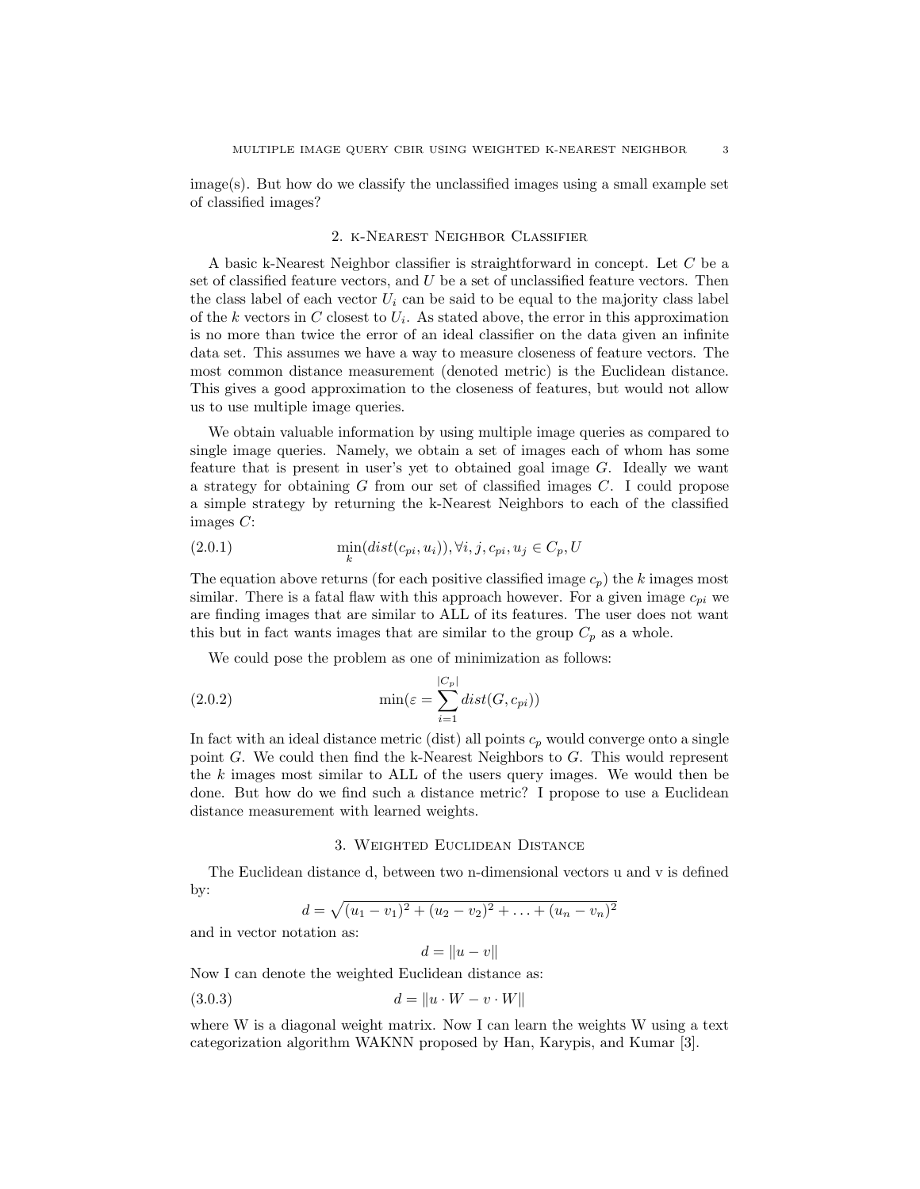image(s). But how do we classify the unclassified images using a small example set of classified images?

## 2. k-Nearest Neighbor Classifier

A basic k-Nearest Neighbor classifier is straightforward in concept. Let $C$ be a set of classified feature vectors, and $U$ be a set of unclassified feature vectors. Then the class label of each vector $U_i$ can be said to be equal to the majority class label of the $k$ vectors in $C$ closest to $U_i$. As stated above, the error in this approximation is no more than twice the error of an ideal classifier on the data given an infinite data set. This assumes we have a way to measure closeness of feature vectors. The most common distance measurement (denoted metric) is the Euclidean distance. This gives a good approximation to the closeness of features, but would not allow us to use multiple image queries.

We obtain valuable information by using multiple image queries as compared to single image queries. Namely, we obtain a set of images each of whom has some feature that is present in user's yet to obtained goal image $G$. Ideally we want a strategy for obtaining $G$ from our set of classified images $C$. I could propose a simple strategy by returning the k-Nearest Neighbors to each of the classified images $C$:

$$\min_k(dist(c_{pi}, u_i)), \forall i, j, c_{pi}, u_j \in C_p, U \tag{2.0.1}$$

The equation above returns (for each positive classified image $c_p$) the $k$ images most similar. There is a fatal flaw with this approach however. For a given image $c_{pi}$ we are finding images that are similar to ALL of its features. The user does not want this but in fact wants images that are similar to the group $C_p$ as a whole.

We could pose the problem as one of minimization as follows:

$$\min(\varepsilon = \sum_{i=1}^{|C_p|} dist(G, c_{pi})) \tag{2.0.2}$$

In fact with an ideal distance metric (dist) all points $c_p$ would converge onto a single point $G$. We could then find the k-Nearest Neighbors to $G$. This would represent the $k$ images most similar to ALL of the users query images. We would then be done. But how do we find such a distance metric? I propose to use a Euclidean distance measurement with learned weights.

## 3. Weighted Euclidean Distance

The Euclidean distance d, between two n-dimensional vectors u and v is defined by:

$$d = \sqrt{(u_1 - v_1)^2 + (u_2 - v_2)^2 + \ldots + (u_n - v_n)^2}$$

and in vector notation as:

$$d = \|u - v\|$$

Now I can denote the weighted Euclidean distance as:

$$d = \|u \cdot W - v \cdot W\| \tag{3.0.3}$$

where W is a diagonal weight matrix. Now I can learn the weights W using a text categorization algorithm WAKNN proposed by Han, Karypis, and Kumar [3].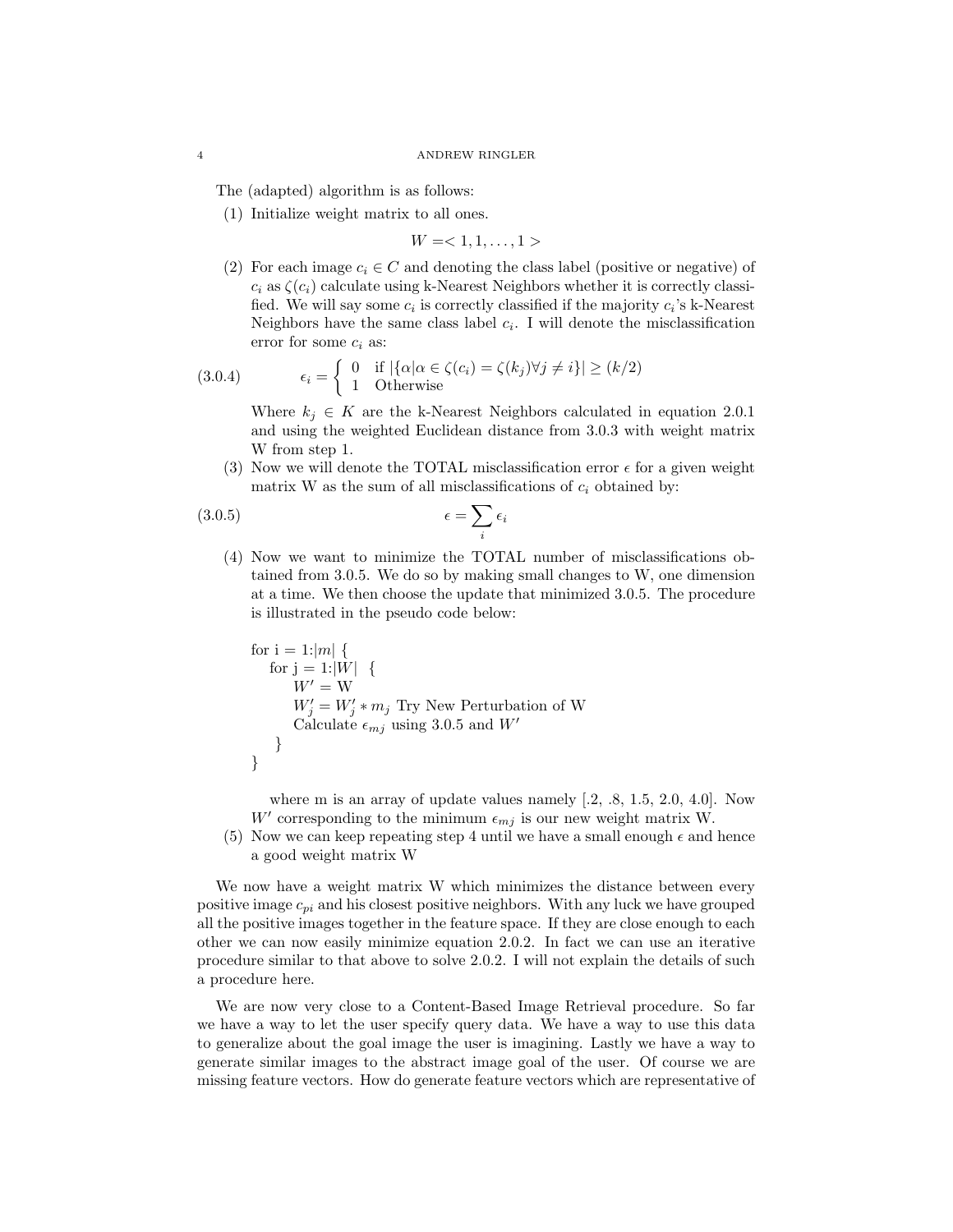The (adapted) algorithm is as follows:

1. Initialize weight matrix to all ones.

$$W = <1, 1, \ldots, 1>$$

2. For each image $c_i \in C$ and denoting the class label (positive or negative) of $c_i$ as $\zeta(c_i)$ calculate using k-Nearest Neighbors whether it is correctly classified. We will say some $c_i$ is correctly classified if the majority $c_i$'s k-Nearest Neighbors have the same class label $c_i$. I will denote the misclassification error for some $c_i$ as:

$$\epsilon_i = \begin{cases} 0 & \text{if } |\{\alpha | \alpha \in \zeta(c_i) = \zeta(k_j) \forall j \neq i\}| \geq (k/2) \\ 1 & \text{Otherwise} \end{cases} \tag{3.0.4}$$

   Where $k_j \in K$ are the k-Nearest Neighbors calculated in equation 2.0.1 and using the weighted Euclidean distance from 3.0.3 with weight matrix W from step 1.

3. Now we will denote the TOTAL misclassification error $\epsilon$ for a given weight matrix W as the sum of all misclassifications of $c_i$ obtained by:

$$\epsilon = \sum_i \epsilon_i \tag{3.0.5}$$

4. Now we want to minimize the TOTAL number of misclassifications obtained from 3.0.5. We do so by making small changes to W, one dimension at a time. We then choose the update that minimized 3.0.5. The procedure is illustrated in the pseudo code below:

```
for i = 1:|m| {
    for j = 1:|W|  {
        W' = W
        W'_j = W'_j * m_j  Try New Perturbation of W
        Calculate ε_mj using 3.0.5 and W'
    }
}
```

   where m is an array of update values namely [.2, .8, 1.5, 2.0, 4.0]. Now $W'$ corresponding to the minimum $\epsilon_{mj}$ is our new weight matrix W.

5. Now we can keep repeating step 4 until we have a small enough $\epsilon$ and hence a good weight matrix W

We now have a weight matrix W which minimizes the distance between every positive image $c_{pi}$ and his closest positive neighbors. With any luck we have grouped all the positive images together in the feature space. If they are close enough to each other we can now easily minimize equation 2.0.2. In fact we can use an iterative procedure similar to that above to solve 2.0.2. I will not explain the details of such a procedure here.

We are now very close to a Content-Based Image Retrieval procedure. So far we have a way to let the user specify query data. We have a way to use this data to generalize about the goal image the user is imagining. Lastly we have a way to generate similar images to the abstract image goal of the user. Of course we are missing feature vectors. How do generate feature vectors which are representative of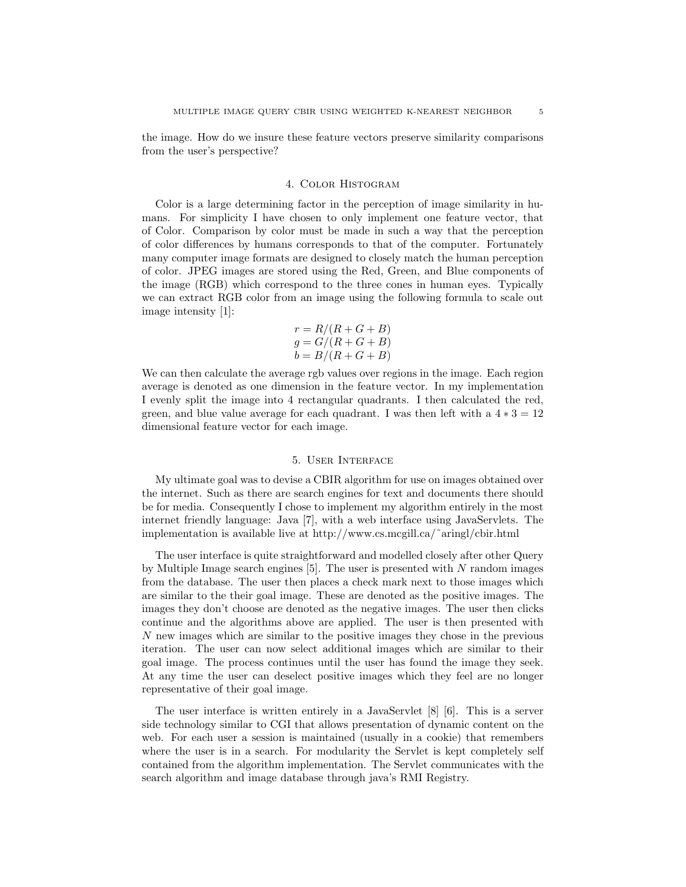the image. How do we insure these feature vectors preserve similarity comparisons from the user's perspective?

## 4. Color Histogram

Color is a large determining factor in the perception of image similarity in humans. For simplicity I have chosen to only implement one feature vector, that of Color. Comparison by color must be made in such a way that the perception of color differences by humans corresponds to that of the computer. Fortunately many computer image formats are designed to closely match the human perception of color. JPEG images are stored using the Red, Green, and Blue components of the image (RGB) which correspond to the three cones in human eyes. Typically we can extract RGB color from an image using the following formula to scale out image intensity [1]:

$$
\begin{aligned}
r &= R/(R+G+B) \\
g &= G/(R+G+B) \\
b &= B/(R+G+B)
\end{aligned}
$$

We can then calculate the average rgb values over regions in the image. Each region average is denoted as one dimension in the feature vector. In my implementation I evenly split the image into 4 rectangular quadrants. I then calculated the red, green, and blue value average for each quadrant. I was then left with a $4 * 3 = 12$ dimensional feature vector for each image.

## 5. User Interface

My ultimate goal was to devise a CBIR algorithm for use on images obtained over the internet. Such as there are search engines for text and documents there should be for media. Consequently I chose to implement my algorithm entirely in the most internet friendly language: Java [7], with a web interface using JavaServlets. The implementation is available live at http://www.cs.mcgill.ca/˜aringl/cbir.html

The user interface is quite straightforward and modelled closely after other Query by Multiple Image search engines [5]. The user is presented with $N$ random images from the database. The user then places a check mark next to those images which are similar to the their goal image. These are denoted as the positive images. The images they don't choose are denoted as the negative images. The user then clicks continue and the algorithms above are applied. The user is then presented with $N$ new images which are similar to the positive images they chose in the previous iteration. The user can now select additional images which are similar to their goal image. The process continues until the user has found the image they seek. At any time the user can deselect positive images which they feel are no longer representative of their goal image.

The user interface is written entirely in a JavaServlet [8] [6]. This is a server side technology similar to CGI that allows presentation of dynamic content on the web. For each user a session is maintained (usually in a cookie) that remembers where the user is in a search. For modularity the Servlet is kept completely self contained from the algorithm implementation. The Servlet communicates with the search algorithm and image database through java's RMI Registry.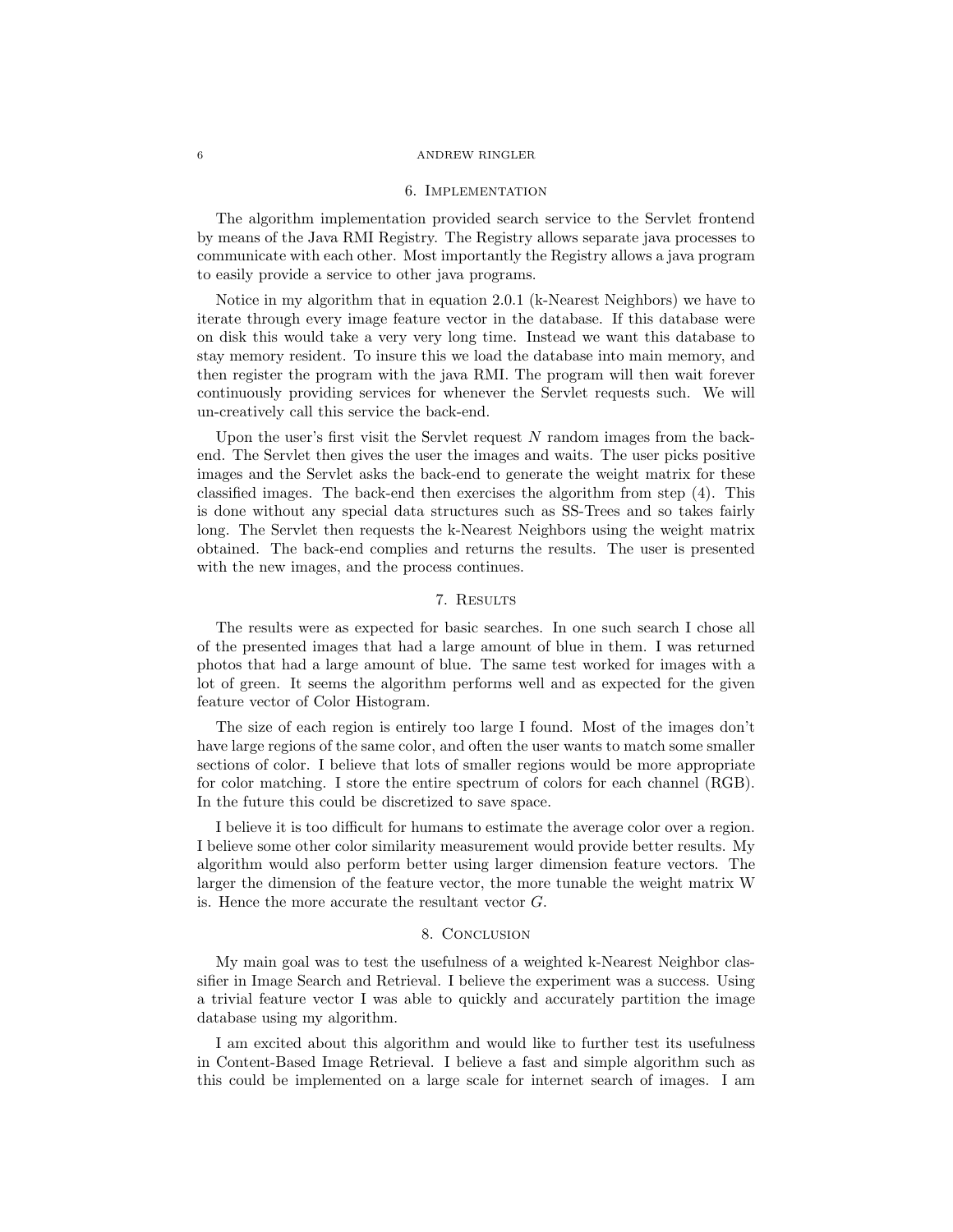## 6. Implementation

The algorithm implementation provided search service to the Servlet frontend by means of the Java RMI Registry. The Registry allows separate java processes to communicate with each other. Most importantly the Registry allows a java program to easily provide a service to other java programs.

Notice in my algorithm that in equation 2.0.1 (k-Nearest Neighbors) we have to iterate through every image feature vector in the database. If this database were on disk this would take a very very long time. Instead we want this database to stay memory resident. To insure this we load the database into main memory, and then register the program with the java RMI. The program will then wait forever continuously providing services for whenever the Servlet requests such. We will un-creatively call this service the back-end.

Upon the user's first visit the Servlet request $N$ random images from the back-end. The Servlet then gives the user the images and waits. The user picks positive images and the Servlet asks the back-end to generate the weight matrix for these classified images. The back-end then exercises the algorithm from step (4). This is done without any special data structures such as SS-Trees and so takes fairly long. The Servlet then requests the k-Nearest Neighbors using the weight matrix obtained. The back-end complies and returns the results. The user is presented with the new images, and the process continues.

## 7. Results

The results were as expected for basic searches. In one such search I chose all of the presented images that had a large amount of blue in them. I was returned photos that had a large amount of blue. The same test worked for images with a lot of green. It seems the algorithm performs well and as expected for the given feature vector of Color Histogram.

The size of each region is entirely too large I found. Most of the images don't have large regions of the same color, and often the user wants to match some smaller sections of color. I believe that lots of smaller regions would be more appropriate for color matching. I store the entire spectrum of colors for each channel (RGB). In the future this could be discretized to save space.

I believe it is too difficult for humans to estimate the average color over a region. I believe some other color similarity measurement would provide better results. My algorithm would also perform better using larger dimension feature vectors. The larger the dimension of the feature vector, the more tunable the weight matrix W is. Hence the more accurate the resultant vector $G$.

## 8. Conclusion

My main goal was to test the usefulness of a weighted k-Nearest Neighbor classifier in Image Search and Retrieval. I believe the experiment was a success. Using a trivial feature vector I was able to quickly and accurately partition the image database using my algorithm.

I am excited about this algorithm and would like to further test its usefulness in Content-Based Image Retrieval. I believe a fast and simple algorithm such as this could be implemented on a large scale for internet search of images. I am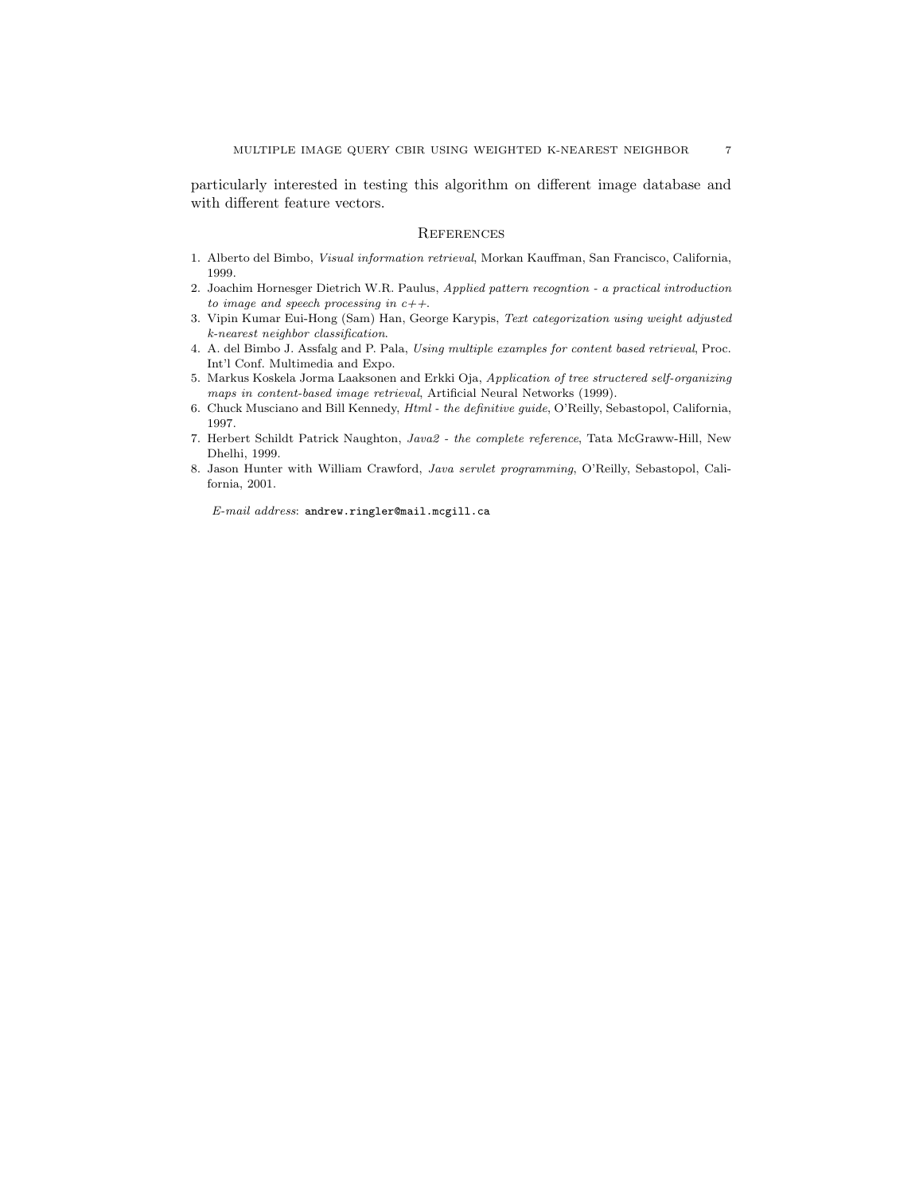particularly interested in testing this algorithm on different image database and with different feature vectors.

## References

1. Alberto del Bimbo, *Visual information retrieval*, Morkan Kauffman, San Francisco, California, 1999.
2. Joachim Hornesger Dietrich W.R. Paulus, *Applied pattern recogntion - a practical introduction to image and speech processing in c++*.
3. Vipin Kumar Eui-Hong (Sam) Han, George Karypis, *Text categorization using weight adjusted k-nearest neighbor classification*.
4. A. del Bimbo J. Assfalg and P. Pala, *Using multiple examples for content based retrieval*, Proc. Int'l Conf. Multimedia and Expo.
5. Markus Koskela Jorma Laaksonen and Erkki Oja, *Application of tree structered self-organizing maps in content-based image retrieval*, Artificial Neural Networks (1999).
6. Chuck Musciano and Bill Kennedy, *Html - the definitive guide*, O'Reilly, Sebastopol, California, 1997.
7. Herbert Schildt Patrick Naughton, *Java2 - the complete reference*, Tata McGraww-Hill, New Dhelhi, 1999.
8. Jason Hunter with William Crawford, *Java servlet programming*, O'Reilly, Sebastopol, California, 2001.

*E-mail address*: andrew.ringler@mail.mcgill.ca